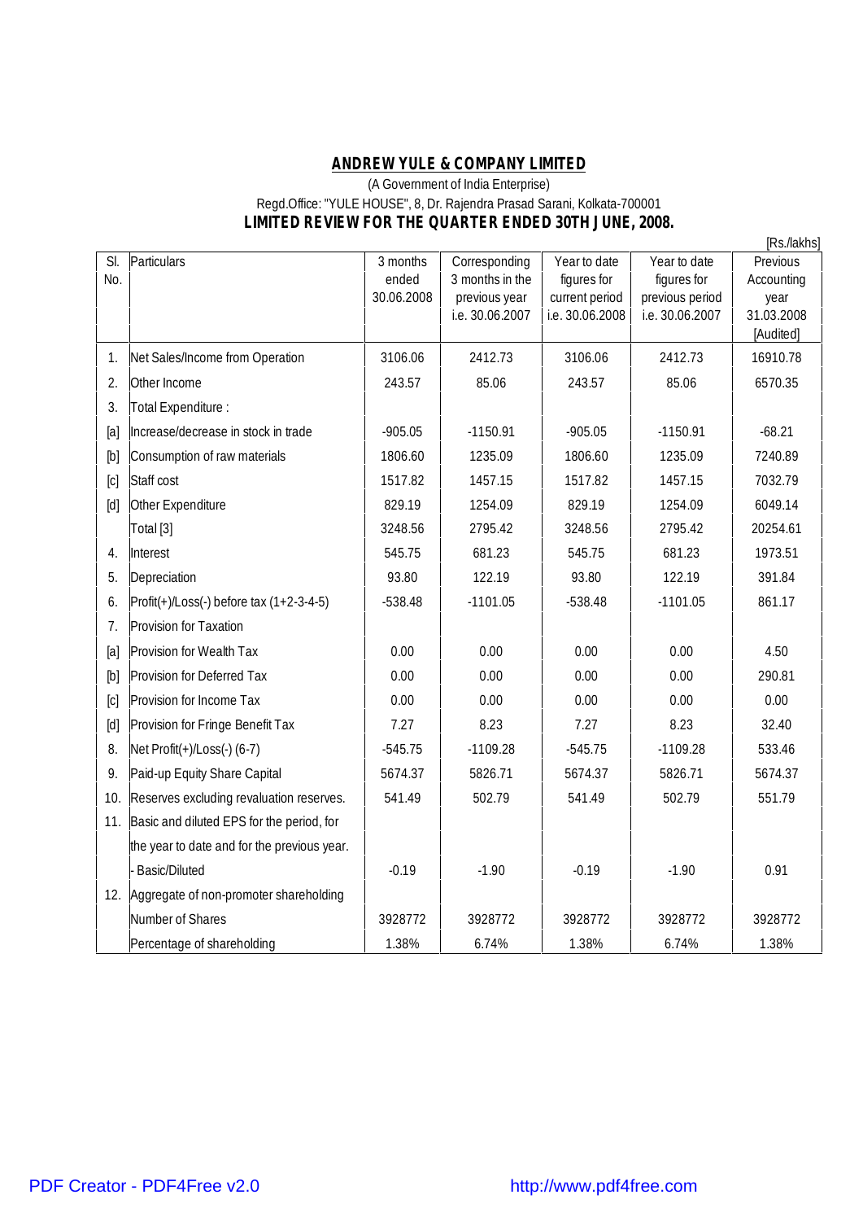# ANDREW YULE & COMPANY LIMITED

(A Government of India Enterprise)

Regd.Office: "YULE HOUSE", 8, Dr. Rajendra Prasad Sarani, Kolkata-700001

## LIMITED REVIEW FOR THE QUARTER ENDED 30TH JUNE, 2008.

[Rs./lakhs]

| Sl. No. | Particulars | 3 months ended 30.06.2008 | Corresponding 3 months in the previous year i.e. 30.06.2007 | Year to date figures for current period i.e. 30.06.2008 | Year to date figures for previous period i.e. 30.06.2007 | Previous Accounting year 31.03.2008 [Audited] |
|---|---|---|---|---|---|---|
| 1. | Net Sales/Income from Operation | 3106.06 | 2412.73 | 3106.06 | 2412.73 | 16910.78 |
| 2. | Other Income | 243.57 | 85.06 | 243.57 | 85.06 | 6570.35 |
| 3. | Total Expenditure : | | | | | |
| [a] | Increase/decrease in stock in trade | -905.05 | -1150.91 | -905.05 | -1150.91 | -68.21 |
| [b] | Consumption of raw materials | 1806.60 | 1235.09 | 1806.60 | 1235.09 | 7240.89 |
| [c] | Staff cost | 1517.82 | 1457.15 | 1517.82 | 1457.15 | 7032.79 |
| [d] | Other Expenditure | 829.19 | 1254.09 | 829.19 | 1254.09 | 6049.14 |
| | Total [3] | 3248.56 | 2795.42 | 3248.56 | 2795.42 | 20254.61 |
| 4. | Interest | 545.75 | 681.23 | 545.75 | 681.23 | 1973.51 |
| 5. | Depreciation | 93.80 | 122.19 | 93.80 | 122.19 | 391.84 |
| 6. | Profit(+)/Loss(-) before tax (1+2-3-4-5) | -538.48 | -1101.05 | -538.48 | -1101.05 | 861.17 |
| 7. | Provision for Taxation | | | | | |
| [a] | Provision for Wealth Tax | 0.00 | 0.00 | 0.00 | 0.00 | 4.50 |
| [b] | Provision for Deferred Tax | 0.00 | 0.00 | 0.00 | 0.00 | 290.81 |
| [c] | Provision for Income Tax | 0.00 | 0.00 | 0.00 | 0.00 | 0.00 |
| [d] | Provision for Fringe Benefit Tax | 7.27 | 8.23 | 7.27 | 8.23 | 32.40 |
| 8. | Net Profit(+)/Loss(-) (6-7) | -545.75 | -1109.28 | -545.75 | -1109.28 | 533.46 |
| 9. | Paid-up Equity Share Capital | 5674.37 | 5826.71 | 5674.37 | 5826.71 | 5674.37 |
| 10. | Reserves excluding revaluation reserves. | 541.49 | 502.79 | 541.49 | 502.79 | 551.79 |
| 11. | Basic and diluted EPS for the period, for the year to date and for the previous year. | | | | | |
| | - Basic/Diluted | -0.19 | -1.90 | -0.19 | -1.90 | 0.91 |
| 12. | Aggregate of non-promoter shareholding | | | | | |
| | Number of Shares | 3928772 | 3928772 | 3928772 | 3928772 | 3928772 |
| | Percentage of shareholding | 1.38% | 6.74% | 1.38% | 6.74% | 1.38% |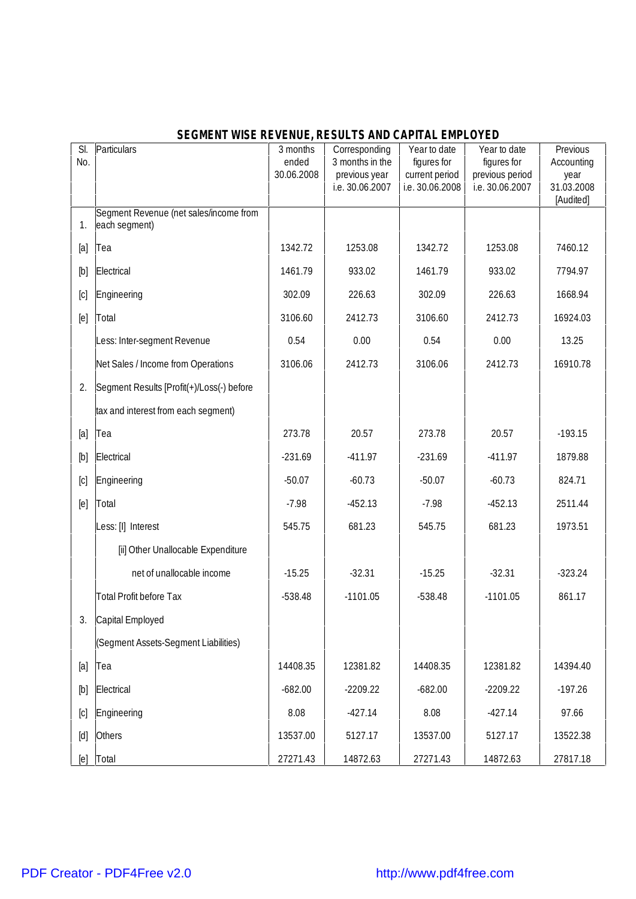## SEGMENT WISE REVENUE, RESULTS AND CAPITAL EMPLOYED

| Sl. No. | Particulars | 3 months ended 30.06.2008 | Corresponding 3 months in the previous year i.e. 30.06.2007 | Year to date figures for current period i.e. 30.06.2008 | Year to date figures for previous period i.e. 30.06.2007 | Previous Accounting year 31.03.2008 [Audited] |
|---|---|---|---|---|---|---|
| 1. | Segment Revenue (net sales/income from each segment) | | | | | |
| [a] | Tea | 1342.72 | 1253.08 | 1342.72 | 1253.08 | 7460.12 |
| [b] | Electrical | 1461.79 | 933.02 | 1461.79 | 933.02 | 7794.97 |
| [c] | Engineering | 302.09 | 226.63 | 302.09 | 226.63 | 1668.94 |
| [e] | Total | 3106.60 | 2412.73 | 3106.60 | 2412.73 | 16924.03 |
| | Less: Inter-segment Revenue | 0.54 | 0.00 | 0.54 | 0.00 | 13.25 |
| | Net Sales / Income from Operations | 3106.06 | 2412.73 | 3106.06 | 2412.73 | 16910.78 |
| 2. | Segment Results [Profit(+)/Loss(-) before tax and interest from each segment) | | | | | |
| [a] | Tea | 273.78 | 20.57 | 273.78 | 20.57 | -193.15 |
| [b] | Electrical | -231.69 | -411.97 | -231.69 | -411.97 | 1879.88 |
| [c] | Engineering | -50.07 | -60.73 | -50.07 | -60.73 | 824.71 |
| [e] | Total | -7.98 | -452.13 | -7.98 | -452.13 | 2511.44 |
| | Less: [I] Interest | 545.75 | 681.23 | 545.75 | 681.23 | 1973.51 |
| | [ii] Other Unallocable Expenditure net of unallocable income | -15.25 | -32.31 | -15.25 | -32.31 | -323.24 |
| | Total Profit before Tax | -538.48 | -1101.05 | -538.48 | -1101.05 | 861.17 |
| 3. | Capital Employed (Segment Assets-Segment Liabilities) | | | | | |
| [a] | Tea | 14408.35 | 12381.82 | 14408.35 | 12381.82 | 14394.40 |
| [b] | Electrical | -682.00 | -2209.22 | -682.00 | -2209.22 | -197.26 |
| [c] | Engineering | 8.08 | -427.14 | 8.08 | -427.14 | 97.66 |
| [d] | Others | 13537.00 | 5127.17 | 13537.00 | 5127.17 | 13522.38 |
| [e] | Total | 27271.43 | 14872.63 | 27271.43 | 14872.63 | 27817.18 |